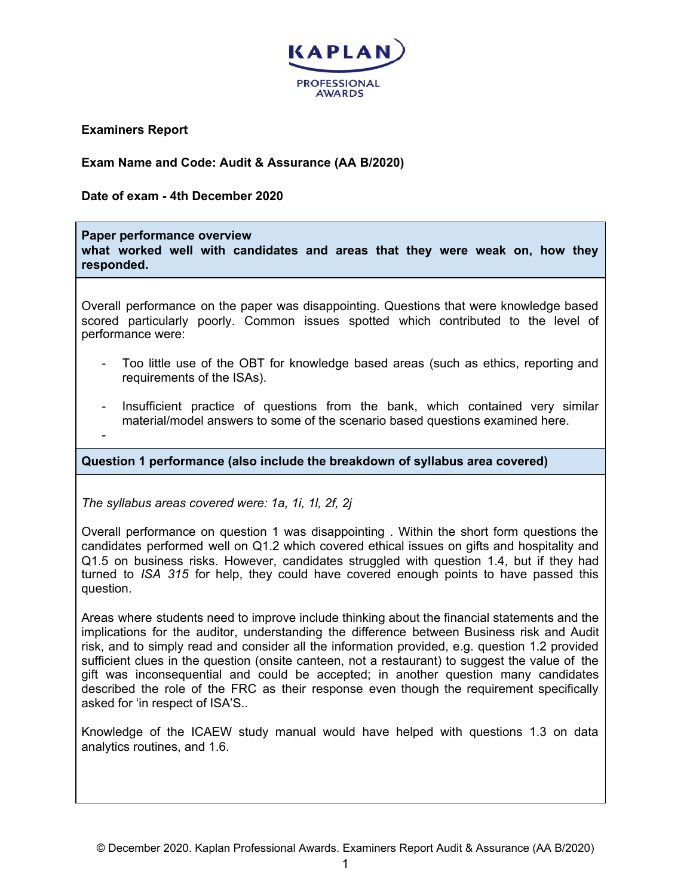KAPLAN PROFESSIONAL AWARDS

**Examiners Report**

**Exam Name and Code: Audit & Assurance (AA B/2020)**

**Date of exam - 4th December 2020**

**Paper performance overview**
**what worked well with candidates and areas that they were weak on, how they responded.**

Overall performance on the paper was disappointing. Questions that were knowledge based scored particularly poorly. Common issues spotted which contributed to the level of performance were:

- Too little use of the OBT for knowledge based areas (such as ethics, reporting and requirements of the ISAs).
- Insufficient practice of questions from the bank, which contained very similar material/model answers to some of the scenario based questions examined here.
-

**Question 1 performance (also include the breakdown of syllabus area covered)**

*The syllabus areas covered were: 1a, 1i, 1l, 2f, 2j*

Overall performance on question 1 was disappointing . Within the short form questions the candidates performed well on Q1.2 which covered ethical issues on gifts and hospitality and Q1.5 on business risks. However, candidates struggled with question 1.4, but if they had turned to *ISA 315* for help, they could have covered enough points to have passed this question.

Areas where students need to improve include thinking about the financial statements and the implications for the auditor, understanding the difference between Business risk and Audit risk, and to simply read and consider all the information provided, e.g. question 1.2 provided sufficient clues in the question (onsite canteen, not a restaurant) to suggest the value of the gift was inconsequential and could be accepted; in another question many candidates described the role of the FRC as their response even though the requirement specifically asked for 'in respect of ISA'S..

Knowledge of the ICAEW study manual would have helped with questions 1.3 on data analytics routines, and 1.6.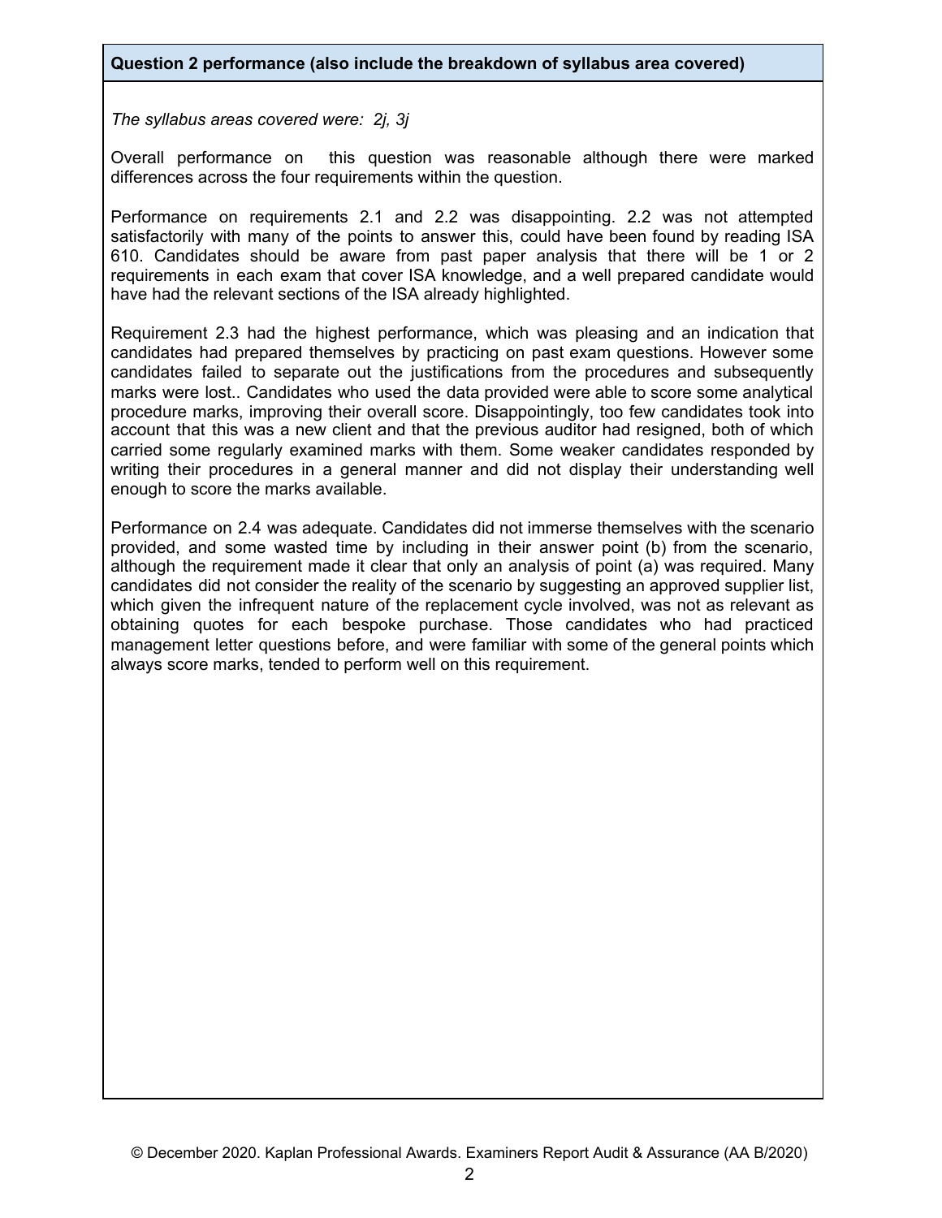**Question 2 performance (also include the breakdown of syllabus area covered)**

*The syllabus areas covered were: 2j, 3j*

Overall performance on this question was reasonable although there were marked differences across the four requirements within the question.

Performance on requirements 2.1 and 2.2 was disappointing. 2.2 was not attempted satisfactorily with many of the points to answer this, could have been found by reading ISA 610. Candidates should be aware from past paper analysis that there will be 1 or 2 requirements in each exam that cover ISA knowledge, and a well prepared candidate would have had the relevant sections of the ISA already highlighted.

Requirement 2.3 had the highest performance, which was pleasing and an indication that candidates had prepared themselves by practicing on past exam questions. However some candidates failed to separate out the justifications from the procedures and subsequently marks were lost.. Candidates who used the data provided were able to score some analytical procedure marks, improving their overall score. Disappointingly, too few candidates took into account that this was a new client and that the previous auditor had resigned, both of which carried some regularly examined marks with them. Some weaker candidates responded by writing their procedures in a general manner and did not display their understanding well enough to score the marks available.

Performance on 2.4 was adequate. Candidates did not immerse themselves with the scenario provided, and some wasted time by including in their answer point (b) from the scenario, although the requirement made it clear that only an analysis of point (a) was required. Many candidates did not consider the reality of the scenario by suggesting an approved supplier list, which given the infrequent nature of the replacement cycle involved, was not as relevant as obtaining quotes for each bespoke purchase. Those candidates who had practiced management letter questions before, and were familiar with some of the general points which always score marks, tended to perform well on this requirement.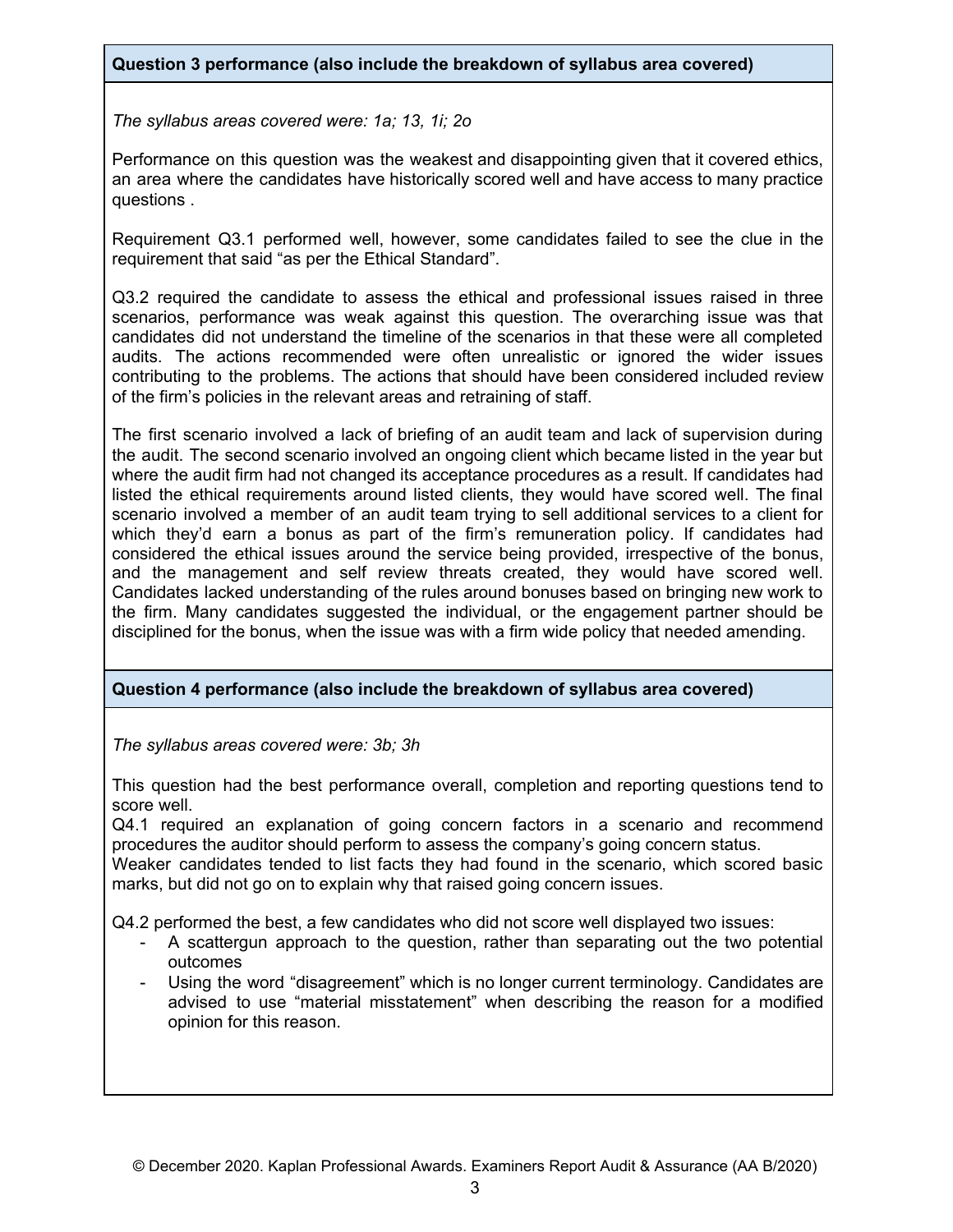## Question 3 performance (also include the breakdown of syllabus area covered)

*The syllabus areas covered were: 1a; 13, 1i; 2o*

Performance on this question was the weakest and disappointing given that it covered ethics, an area where the candidates have historically scored well and have access to many practice questions .

Requirement Q3.1 performed well, however, some candidates failed to see the clue in the requirement that said "as per the Ethical Standard".

Q3.2 required the candidate to assess the ethical and professional issues raised in three scenarios, performance was weak against this question. The overarching issue was that candidates did not understand the timeline of the scenarios in that these were all completed audits. The actions recommended were often unrealistic or ignored the wider issues contributing to the problems. The actions that should have been considered included review of the firm's policies in the relevant areas and retraining of staff.

The first scenario involved a lack of briefing of an audit team and lack of supervision during the audit. The second scenario involved an ongoing client which became listed in the year but where the audit firm had not changed its acceptance procedures as a result. If candidates had listed the ethical requirements around listed clients, they would have scored well. The final scenario involved a member of an audit team trying to sell additional services to a client for which they'd earn a bonus as part of the firm's remuneration policy. If candidates had considered the ethical issues around the service being provided, irrespective of the bonus, and the management and self review threats created, they would have scored well. Candidates lacked understanding of the rules around bonuses based on bringing new work to the firm. Many candidates suggested the individual, or the engagement partner should be disciplined for the bonus, when the issue was with a firm wide policy that needed amending.

## Question 4 performance (also include the breakdown of syllabus area covered)

*The syllabus areas covered were: 3b; 3h*

This question had the best performance overall, completion and reporting questions tend to score well.

Q4.1 required an explanation of going concern factors in a scenario and recommend procedures the auditor should perform to assess the company's going concern status.

Weaker candidates tended to list facts they had found in the scenario, which scored basic marks, but did not go on to explain why that raised going concern issues.

Q4.2 performed the best, a few candidates who did not score well displayed two issues:

- A scattergun approach to the question, rather than separating out the two potential outcomes
- Using the word "disagreement" which is no longer current terminology. Candidates are advised to use "material misstatement" when describing the reason for a modified opinion for this reason.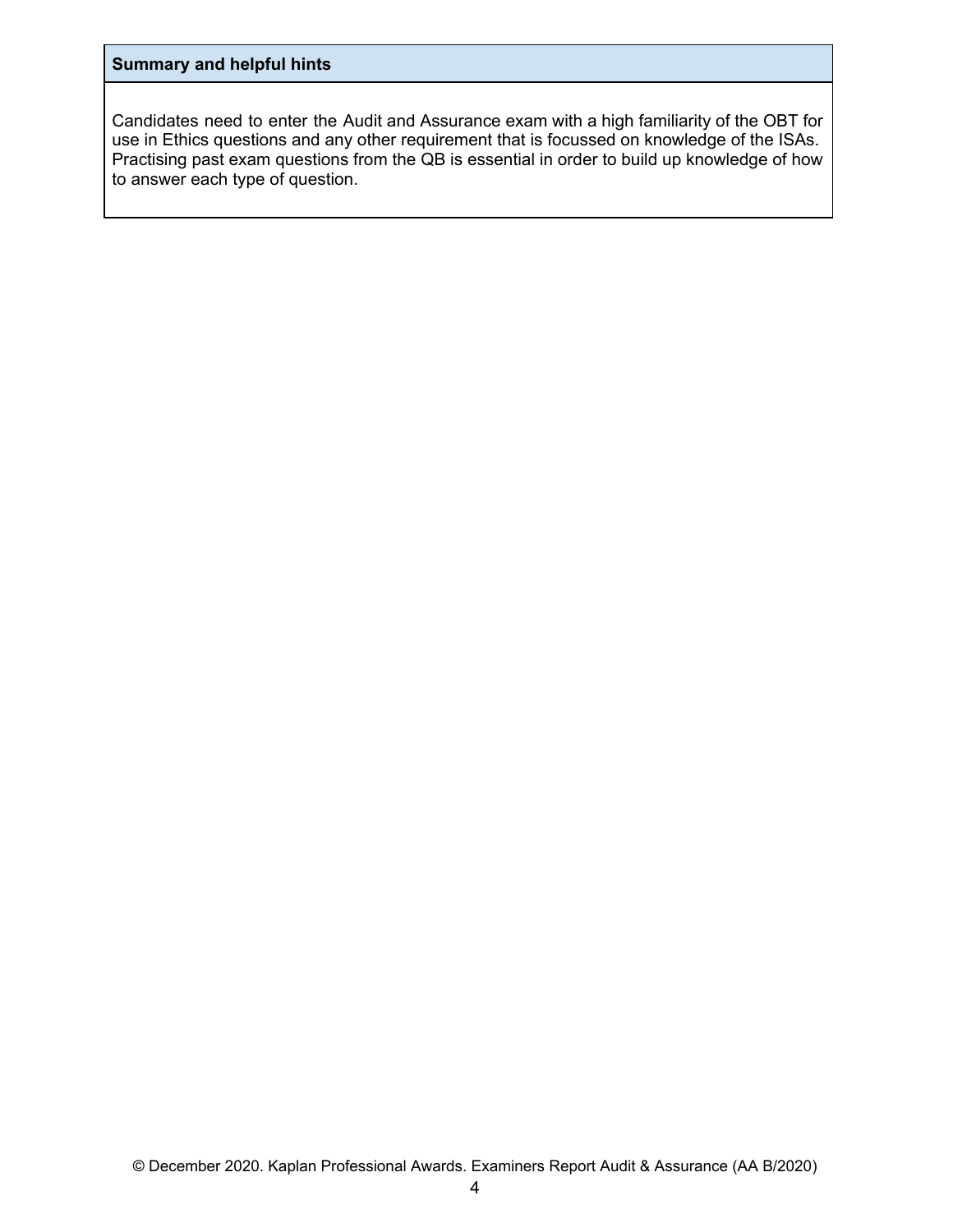**Summary and helpful hints**

Candidates need to enter the Audit and Assurance exam with a high familiarity of the OBT for use in Ethics questions and any other requirement that is focussed on knowledge of the ISAs. Practising past exam questions from the QB is essential in order to build up knowledge of how to answer each type of question.